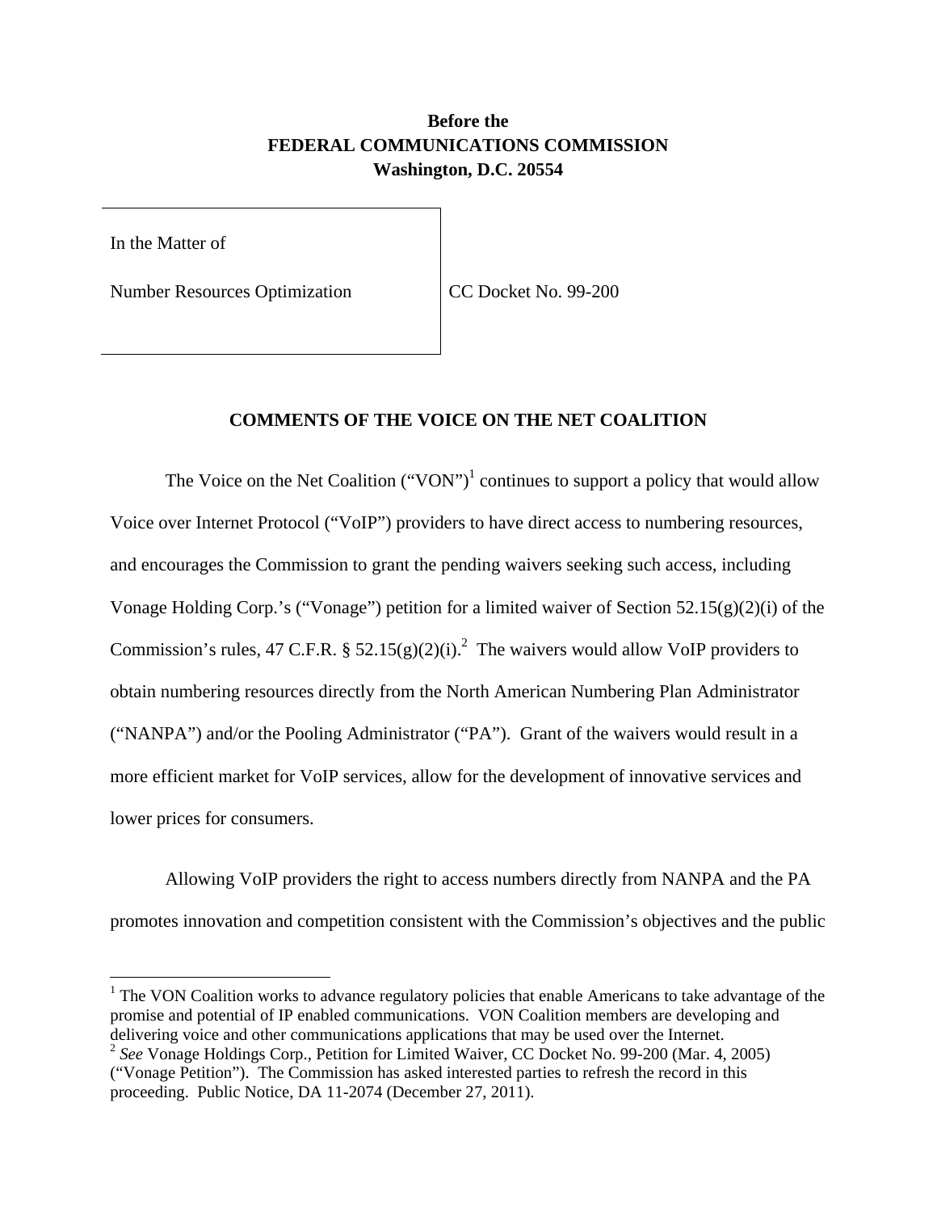**Before the**
**FEDERAL COMMUNICATIONS COMMISSION**
**Washington, D.C. 20554**

| In the Matter of | |
|---|---|
| Number Resources Optimization | CC Docket No. 99-200 |

## COMMENTS OF THE VOICE ON THE NET COALITION

The Voice on the Net Coalition ("VON")[1] continues to support a policy that would allow Voice over Internet Protocol ("VoIP") providers to have direct access to numbering resources, and encourages the Commission to grant the pending waivers seeking such access, including Vonage Holding Corp.'s ("Vonage") petition for a limited waiver of Section 52.15(g)(2)(i) of the Commission's rules, 47 C.F.R. § 52.15(g)(2)(i).[2] The waivers would allow VoIP providers to obtain numbering resources directly from the North American Numbering Plan Administrator ("NANPA") and/or the Pooling Administrator ("PA"). Grant of the waivers would result in a more efficient market for VoIP services, allow for the development of innovative services and lower prices for consumers.

Allowing VoIP providers the right to access numbers directly from NANPA and the PA promotes innovation and competition consistent with the Commission's objectives and the public

---

[1] The VON Coalition works to advance regulatory policies that enable Americans to take advantage of the promise and potential of IP enabled communications. VON Coalition members are developing and delivering voice and other communications applications that may be used over the Internet.

[2] *See* Vonage Holdings Corp., Petition for Limited Waiver, CC Docket No. 99-200 (Mar. 4, 2005) ("Vonage Petition"). The Commission has asked interested parties to refresh the record in this proceeding. Public Notice, DA 11-2074 (December 27, 2011).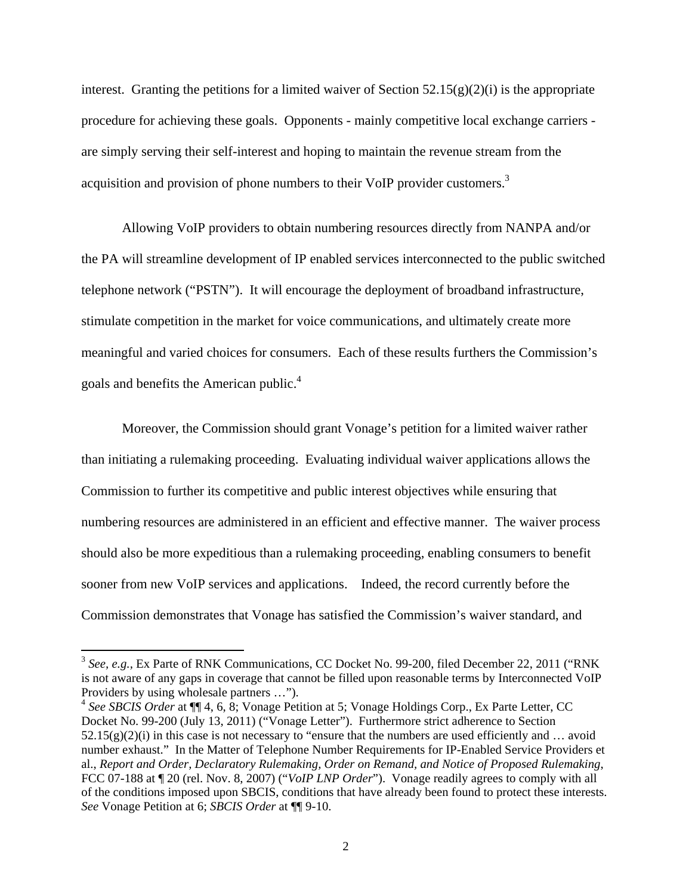interest. Granting the petitions for a limited waiver of Section 52.15(g)(2)(i) is the appropriate procedure for achieving these goals. Opponents - mainly competitive local exchange carriers - are simply serving their self-interest and hoping to maintain the revenue stream from the acquisition and provision of phone numbers to their VoIP provider customers.[3]

Allowing VoIP providers to obtain numbering resources directly from NANPA and/or the PA will streamline development of IP enabled services interconnected to the public switched telephone network ("PSTN"). It will encourage the deployment of broadband infrastructure, stimulate competition in the market for voice communications, and ultimately create more meaningful and varied choices for consumers. Each of these results furthers the Commission's goals and benefits the American public.[4]

Moreover, the Commission should grant Vonage's petition for a limited waiver rather than initiating a rulemaking proceeding. Evaluating individual waiver applications allows the Commission to further its competitive and public interest objectives while ensuring that numbering resources are administered in an efficient and effective manner. The waiver process should also be more expeditious than a rulemaking proceeding, enabling consumers to benefit sooner from new VoIP services and applications. Indeed, the record currently before the Commission demonstrates that Vonage has satisfied the Commission's waiver standard, and

---

[3] *See, e.g.*, Ex Parte of RNK Communications, CC Docket No. 99-200, filed December 22, 2011 ("RNK is not aware of any gaps in coverage that cannot be filled upon reasonable terms by Interconnected VoIP Providers by using wholesale partners …").

[4] *See SBCIS Order* at ¶¶ 4, 6, 8; Vonage Petition at 5; Vonage Holdings Corp., Ex Parte Letter, CC Docket No. 99-200 (July 13, 2011) ("Vonage Letter"). Furthermore strict adherence to Section 52.15(g)(2)(i) in this case is not necessary to "ensure that the numbers are used efficiently and … avoid number exhaust." In the Matter of Telephone Number Requirements for IP-Enabled Service Providers et al., *Report and Order, Declaratory Rulemaking, Order on Remand, and Notice of Proposed Rulemaking*, FCC 07-188 at ¶ 20 (rel. Nov. 8, 2007) ("*VoIP LNP Order*"). Vonage readily agrees to comply with all of the conditions imposed upon SBCIS, conditions that have already been found to protect these interests. *See* Vonage Petition at 6; *SBCIS Order* at ¶¶ 9-10.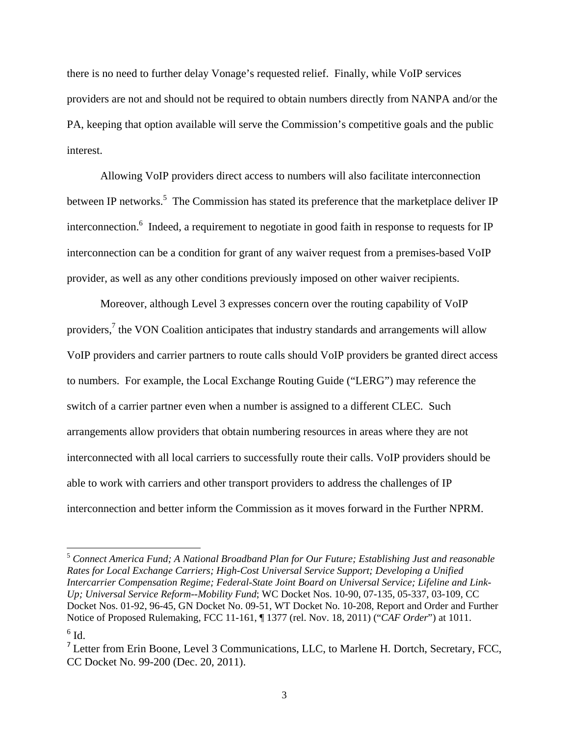there is no need to further delay Vonage's requested relief. Finally, while VoIP services providers are not and should not be required to obtain numbers directly from NANPA and/or the PA, keeping that option available will serve the Commission's competitive goals and the public interest.

Allowing VoIP providers direct access to numbers will also facilitate interconnection between IP networks.[5] The Commission has stated its preference that the marketplace deliver IP interconnection.[6] Indeed, a requirement to negotiate in good faith in response to requests for IP interconnection can be a condition for grant of any waiver request from a premises-based VoIP provider, as well as any other conditions previously imposed on other waiver recipients.

Moreover, although Level 3 expresses concern over the routing capability of VoIP providers,[7] the VON Coalition anticipates that industry standards and arrangements will allow VoIP providers and carrier partners to route calls should VoIP providers be granted direct access to numbers. For example, the Local Exchange Routing Guide ("LERG") may reference the switch of a carrier partner even when a number is assigned to a different CLEC. Such arrangements allow providers that obtain numbering resources in areas where they are not interconnected with all local carriers to successfully route their calls. VoIP providers should be able to work with carriers and other transport providers to address the challenges of IP interconnection and better inform the Commission as it moves forward in the Further NPRM.

---

[5] *Connect America Fund; A National Broadband Plan for Our Future; Establishing Just and reasonable Rates for Local Exchange Carriers; High-Cost Universal Service Support; Developing a Unified Intercarrier Compensation Regime; Federal-State Joint Board on Universal Service; Lifeline and Link-Up; Universal Service Reform--Mobility Fund*; WC Docket Nos. 10-90, 07-135, 05-337, 03-109, CC Docket Nos. 01-92, 96-45, GN Docket No. 09-51, WT Docket No. 10-208, Report and Order and Further Notice of Proposed Rulemaking, FCC 11-161, ¶ 1377 (rel. Nov. 18, 2011) ("*CAF Order*") at 1011.

[6] Id.

[7] Letter from Erin Boone, Level 3 Communications, LLC, to Marlene H. Dortch, Secretary, FCC, CC Docket No. 99-200 (Dec. 20, 2011).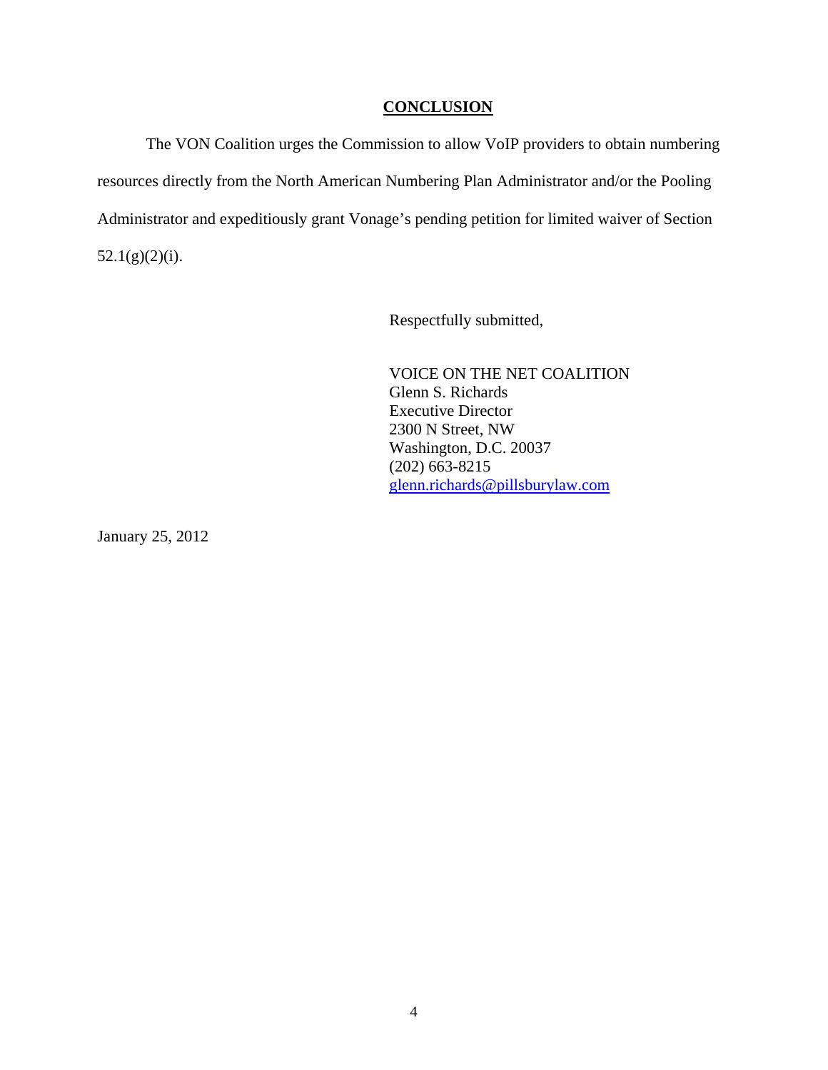## CONCLUSION

The VON Coalition urges the Commission to allow VoIP providers to obtain numbering resources directly from the North American Numbering Plan Administrator and/or the Pooling Administrator and expeditiously grant Vonage's pending petition for limited waiver of Section 52.1(g)(2)(i).

Respectfully submitted,

VOICE ON THE NET COALITION
Glenn S. Richards
Executive Director
2300 N Street, NW
Washington, D.C. 20037
(202) 663-8215
glenn.richards@pillsburylaw.com

January 25, 2012